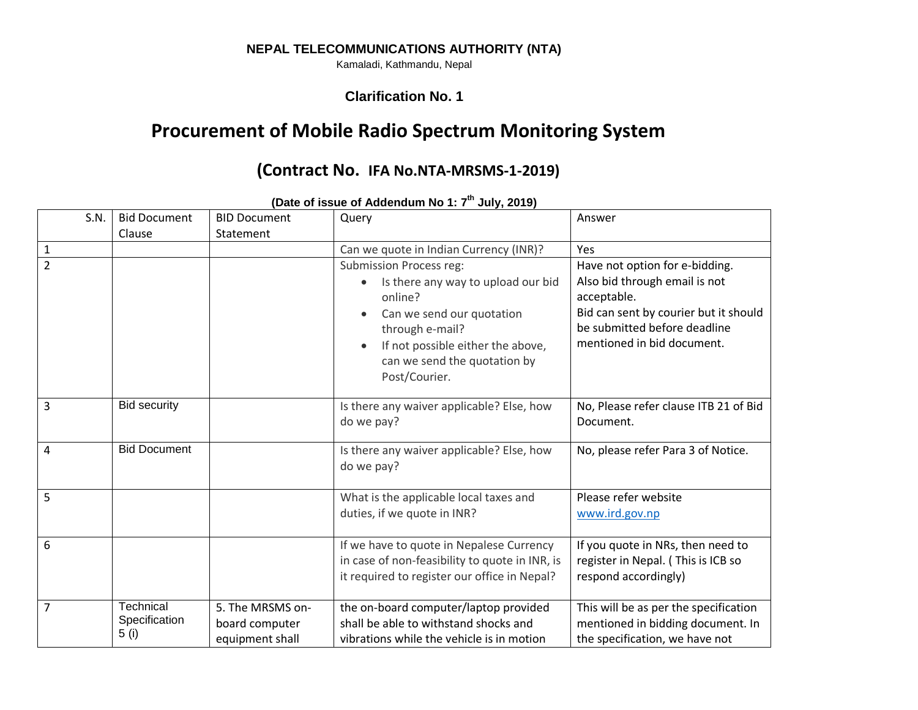**NEPAL TELECOMMUNICATIONS AUTHORITY (NTA)**

Kamaladi, Kathmandu, Nepal

**Clarification No. 1**

# Procurement of Mobile Radio Spectrum Monitoring System

## (Contract No. IFA No.NTA-MRSMS-1-2019)

**(Date of issue of Addendum No 1: 7th July, 2019)**

| S.N. | Bid Document Clause | BID Document Statement | Query | Answer |
|---|---|---|---|---|
| 1 | | | Can we quote in Indian Currency (INR)? | Yes |
| 2 | | | Submission Process reg:<br>• Is there any way to upload our bid online?<br>• Can we send our quotation through e-mail?<br>• If not possible either the above, can we send the quotation by Post/Courier. | Have not option for e-bidding. Also bid through email is not acceptable.<br>Bid can sent by courier but it should be submitted before deadline mentioned in bid document. |
| 3 | Bid security | | Is there any waiver applicable? Else, how do we pay? | No, Please refer clause ITB 21 of Bid Document. |
| 4 | Bid Document | | Is there any waiver applicable? Else, how do we pay? | No, please refer Para 3 of Notice. |
| 5 | | | What is the applicable local taxes and duties, if we quote in INR? | Please refer website www.ird.gov.np |
| 6 | | | If we have to quote in Nepalese Currency in case of non-feasibility to quote in INR, is it required to register our office in Nepal? | If you quote in NRs, then need to register in Nepal. ( This is ICB so respond accordingly) |
| 7 | Technical Specification 5 (i) | 5. The MRSMS on-board computer equipment shall | the on-board computer/laptop provided shall be able to withstand shocks and vibrations while the vehicle is in motion | This will be as per the specification mentioned in bidding document. In the specification, we have not |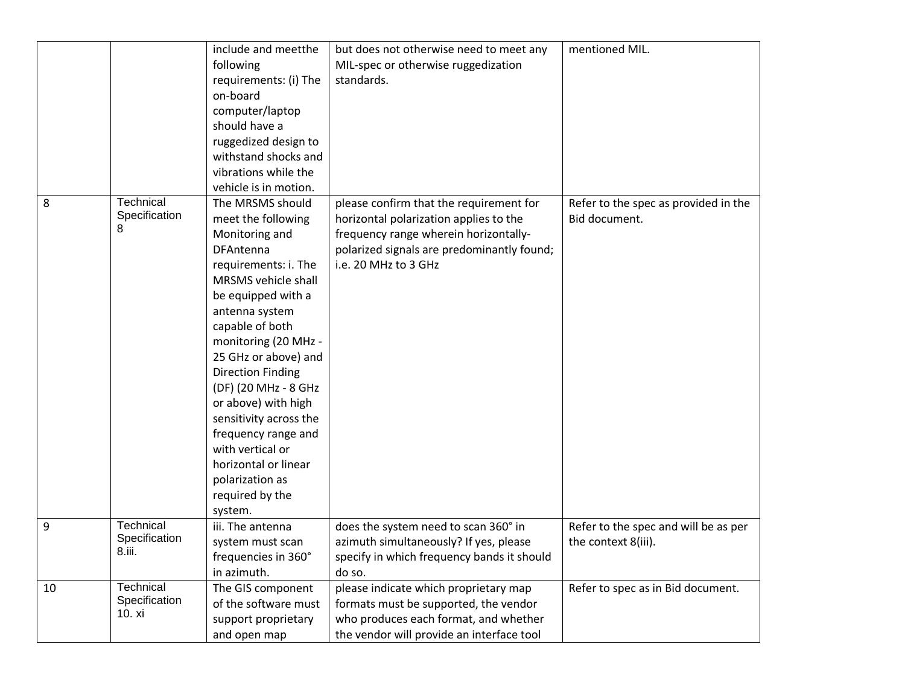| | | | | |
|---|---|---|---|---|
| | | include and meetthe following requirements: (i) The on-board computer/laptop should have a ruggedized design to withstand shocks and vibrations while the vehicle is in motion. | but does not otherwise need to meet any MIL-spec or otherwise ruggedization standards. | mentioned MIL. |
| 8 | Technical Specification 8 | The MRSMS should meet the following Monitoring and DFAntenna requirements: i. The MRSMS vehicle shall be equipped with a antenna system capable of both monitoring (20 MHz - 25 GHz or above) and Direction Finding (DF) (20 MHz - 8 GHz or above) with high sensitivity across the frequency range and with vertical or horizontal or linear polarization as required by the system. | please confirm that the requirement for horizontal polarization applies to the frequency range wherein horizontally-polarized signals are predominantly found; i.e. 20 MHz to 3 GHz | Refer to the spec as provided in the Bid document. |
| 9 | Technical Specification 8.iii. | iii. The antenna system must scan frequencies in 360° in azimuth. | does the system need to scan 360° in azimuth simultaneously? If yes, please specify in which frequency bands it should do so. | Refer to the spec and will be as per the context 8(iii). |
| 10 | Technical Specification 10. xi | The GIS component of the software must support proprietary and open map | please indicate which proprietary map formats must be supported, the vendor who produces each format, and whether the vendor will provide an interface tool | Refer to spec as in Bid document. |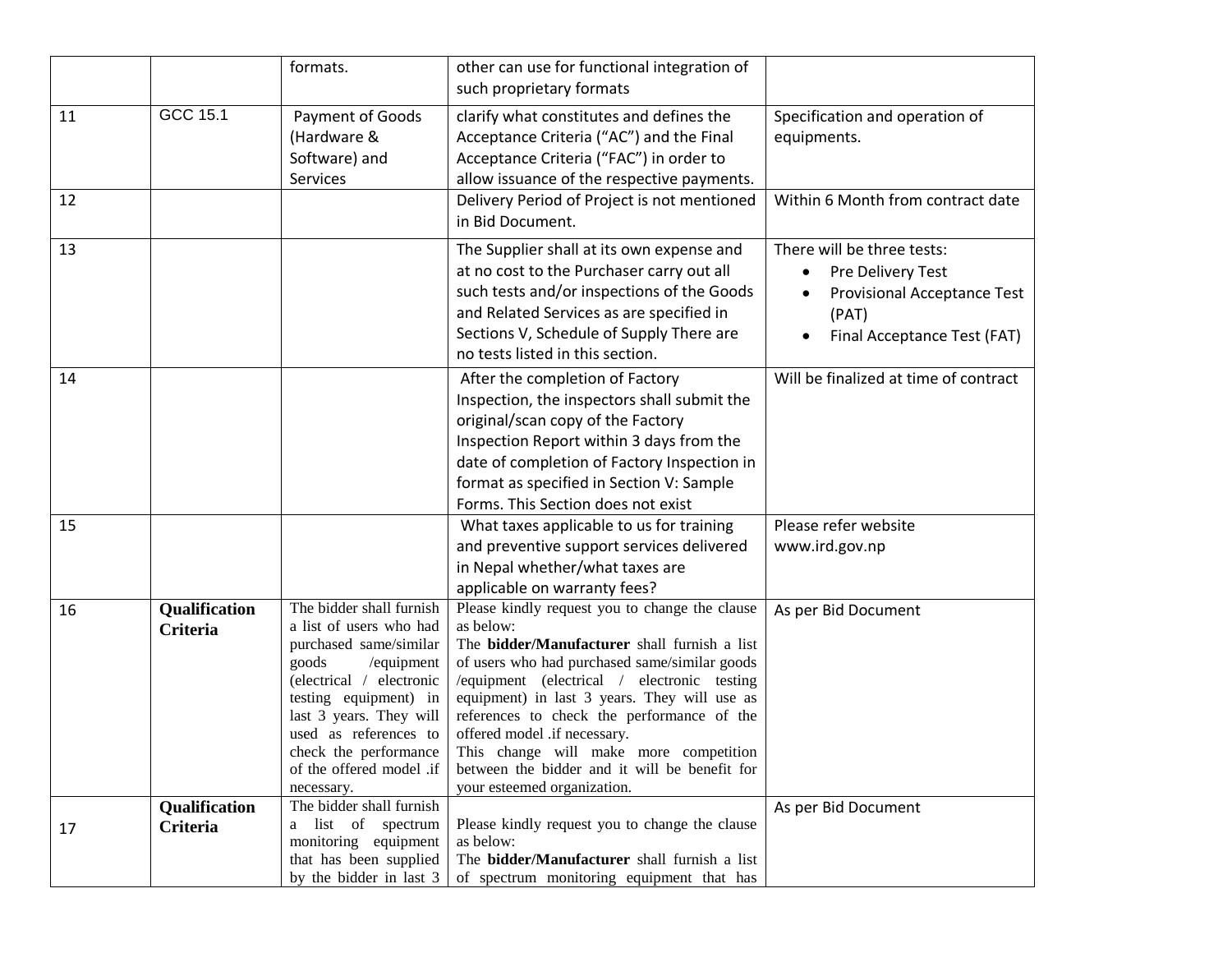|  |  | formats. | other can use for functional integration of such proprietary formats |  |
|---|---|---|---|---|
| 11 | GCC 15.1 | Payment of Goods (Hardware & Software) and Services | clarify what constitutes and defines the Acceptance Criteria ("AC") and the Final Acceptance Criteria ("FAC") in order to allow issuance of the respective payments. | Specification and operation of equipments. |
| 12 |  |  | Delivery Period of Project is not mentioned in Bid Document. | Within 6 Month from contract date |
| 13 |  |  | The Supplier shall at its own expense and at no cost to the Purchaser carry out all such tests and/or inspections of the Goods and Related Services as are specified in Sections V, Schedule of Supply There are no tests listed in this section. | There will be three tests: <br>• Pre Delivery Test <br>• Provisional Acceptance Test (PAT) <br>• Final Acceptance Test (FAT) |
| 14 |  |  | After the completion of Factory Inspection, the inspectors shall submit the original/scan copy of the Factory Inspection Report within 3 days from the date of completion of Factory Inspection in format as specified in Section V: Sample Forms. This Section does not exist | Will be finalized at time of contract |
| 15 |  |  | What taxes applicable to us for training and preventive support services delivered in Nepal whether/what taxes are applicable on warranty fees? | Please refer website www.ird.gov.np |
| 16 | **Qualification Criteria** | The bidder shall furnish a list of users who had purchased same/similar goods /equipment (electrical / electronic testing equipment) in last 3 years. They will used as references to check the performance of the offered model .if necessary. | Please kindly request you to change the clause as below: <br>The **bidder/Manufacturer** shall furnish a list of users who had purchased same/similar goods /equipment (electrical / electronic testing equipment) in last 3 years. They will use as references to check the performance of the offered model .if necessary. <br>This change will make more competition between the bidder and it will be benefit for your esteemed organization. | As per Bid Document |
| 17 | **Qualification Criteria** | The bidder shall furnish a list of spectrum monitoring equipment that has been supplied by the bidder in last 3 | Please kindly request you to change the clause as below: <br>The **bidder/Manufacturer** shall furnish a list of spectrum monitoring equipment that has | As per Bid Document |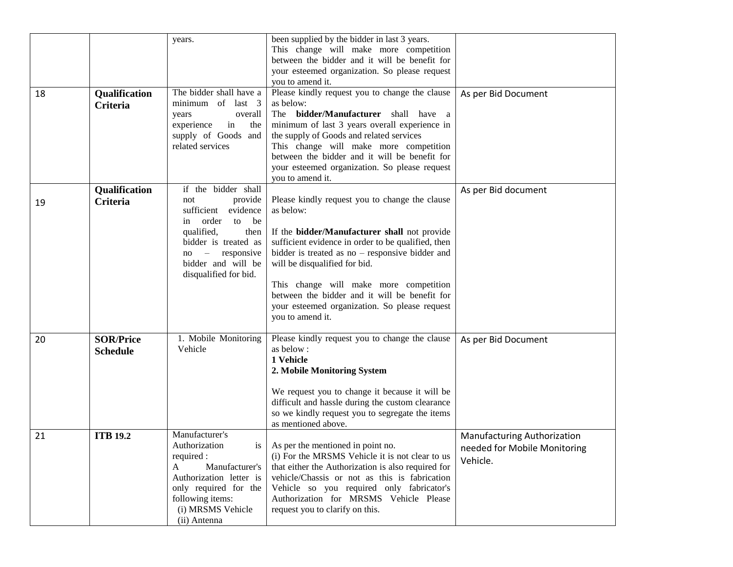| | | | | |
|---|---|---|---|---|
| | | years. | been supplied by the bidder in last 3 years.<br>This change will make more competition between the bidder and it will be benefit for your esteemed organization. So please request you to amend it. | |
| 18 | **Qualification Criteria** | The bidder shall have a minimum of last 3 years overall experience in the supply of Goods and related services | Please kindly request you to change the clause as below:<br>The **bidder/Manufacturer** shall have a minimum of last 3 years overall experience in the supply of Goods and related services<br>This change will make more competition between the bidder and it will be benefit for your esteemed organization. So please request you to amend it. | As per Bid Document |
| 19 | **Qualification Criteria** | if the bidder shall not provide sufficient evidence in order to be qualified, then bidder is treated as no – responsive bidder and will be disqualified for bid. | Please kindly request you to change the clause as below:<br><br>If the **bidder/Manufacturer shall** not provide sufficient evidence in order to be qualified, then bidder is treated as no – responsive bidder and will be disqualified for bid.<br><br>This change will make more competition between the bidder and it will be benefit for your esteemed organization. So please request you to amend it. | As per Bid document |
| 20 | **SOR/Price Schedule** | 1. Mobile Monitoring Vehicle | Please kindly request you to change the clause as below :<br>**1 Vehicle**<br>**2. Mobile Monitoring System**<br><br>We request you to change it because it will be difficult and hassle during the custom clearance so we kindly request you to segregate the items as mentioned above. | As per Bid Document |
| 21 | **ITB 19.2** | Manufacturer's Authorization is required :<br>A Manufacturer's Authorization letter is only required for the following items:<br>(i) MRSMS Vehicle<br>(ii) Antenna | As per the mentioned in point no.<br>(i) For the MRSMS Vehicle it is not clear to us that either the Authorization is also required for vehicle/Chassis or not as this is fabrication Vehicle so you required only fabricator's Authorization for MRSMS Vehicle Please request you to clarify on this. | Manufacturing Authorization needed for Mobile Monitoring Vehicle. |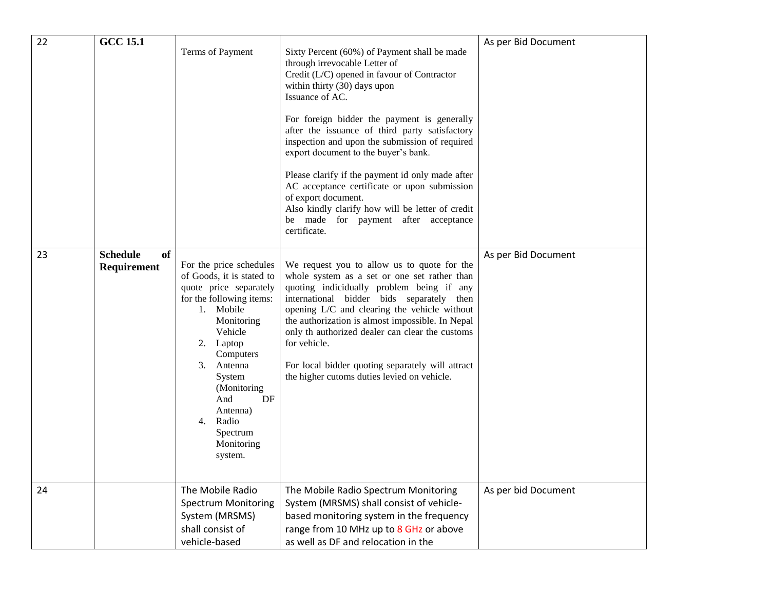| 22 | **GCC 15.1** | Terms of Payment | Sixty Percent (60%) of Payment shall be made through irrevocable Letter of Credit (L/C) opened in favour of Contractor within thirty (30) days upon Issuance of AC.<br><br>For foreign bidder the payment is generally after the issuance of third party satisfactory inspection and upon the submission of required export document to the buyer's bank.<br><br>Please clarify if the payment id only made after AC acceptance certificate or upon submission of export document.<br>Also kindly clarify how will be letter of credit be made for payment after acceptance certificate. | As per Bid Document |
|---|---|---|---|---|
| 23 | **Schedule of Requirement** | For the price schedules of Goods, it is stated to quote price separately for the following items:<br>1. Mobile Monitoring Vehicle<br>2. Laptop Computers<br>3. Antenna System (Monitoring And DF Antenna)<br>4. Radio Spectrum Monitoring system. | We request you to allow us to quote for the whole system as a set or one set rather than quoting indicidually problem being if any international bidder bids separately then opening L/C and clearing the vehicle without the authorization is almost impossible. In Nepal only th authorized dealer can clear the customs for vehicle.<br><br>For local bidder quoting separately will attract the higher cutoms duties levied on vehicle. | As per Bid Document |
| 24 | | The Mobile Radio Spectrum Monitoring System (MRSMS) shall consist of vehicle-based | The Mobile Radio Spectrum Monitoring System (MRSMS) shall consist of vehicle-based monitoring system in the frequency range from 10 MHz up to 8 GHz or above as well as DF and relocation in the | As per bid Document |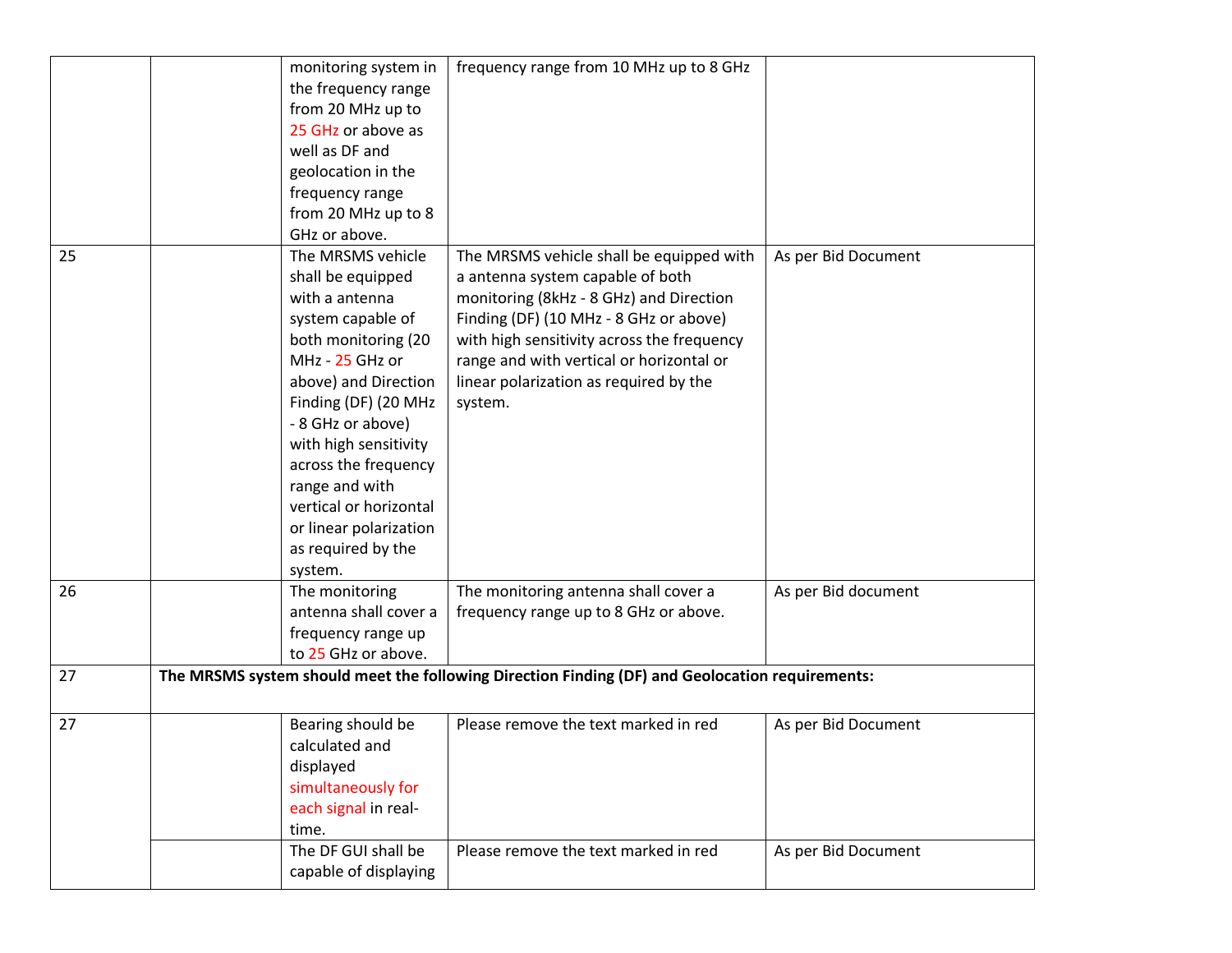| | | | | |
|---|---|---|---|---|
| | | monitoring system in the frequency range from 20 MHz up to 25 GHz or above as well as DF and geolocation in the frequency range from 20 MHz up to 8 GHz or above. | frequency range from 10 MHz up to 8 GHz | |
| 25 | | The MRSMS vehicle shall be equipped with a antenna system capable of both monitoring (20 MHz - 25 GHz or above) and Direction Finding (DF) (20 MHz - 8 GHz or above) with high sensitivity across the frequency range and with vertical or horizontal or linear polarization as required by the system. | The MRSMS vehicle shall be equipped with a antenna system capable of both monitoring (8kHz - 8 GHz) and Direction Finding (DF) (10 MHz - 8 GHz or above) with high sensitivity across the frequency range and with vertical or horizontal or linear polarization as required by the system. | As per Bid Document |
| 26 | | The monitoring antenna shall cover a frequency range up to 25 GHz or above. | The monitoring antenna shall cover a frequency range up to 8 GHz or above. | As per Bid document |
| 27 | **The MRSMS system should meet the following Direction Finding (DF) and Geolocation requirements:** | | | |
| 27 | | Bearing should be calculated and displayed simultaneously for each signal in real-time. | Please remove the text marked in red | As per Bid Document |
| | | The DF GUI shall be capable of displaying | Please remove the text marked in red | As per Bid Document |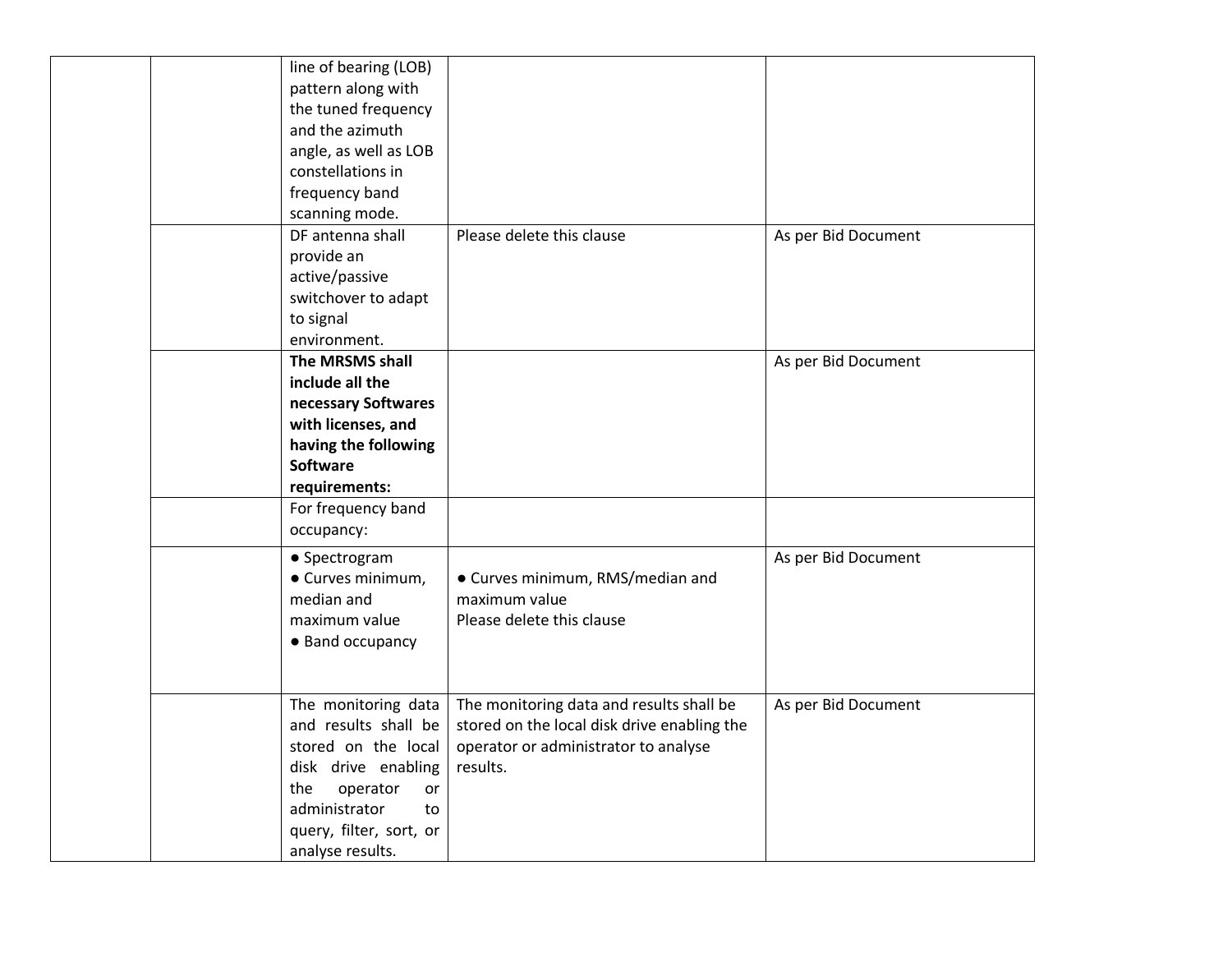| | | | | |
|---|---|---|---|---|
| | | line of bearing (LOB) pattern along with the tuned frequency and the azimuth angle, as well as LOB constellations in frequency band scanning mode. | | |
| | | DF antenna shall provide an active/passive switchover to adapt to signal environment. | Please delete this clause | As per Bid Document |
| | | **The MRSMS shall include all the necessary Softwares with licenses, and having the following Software requirements:** | | As per Bid Document |
| | | For frequency band occupancy: | | |
| | | ● Spectrogram<br>● Curves minimum, median and maximum value<br>● Band occupancy | ● Curves minimum, RMS/median and maximum value<br>Please delete this clause | As per Bid Document |
| | | The monitoring data and results shall be stored on the local disk drive enabling the operator or administrator to query, filter, sort, or analyse results. | The monitoring data and results shall be stored on the local disk drive enabling the operator or administrator to analyse results. | As per Bid Document |